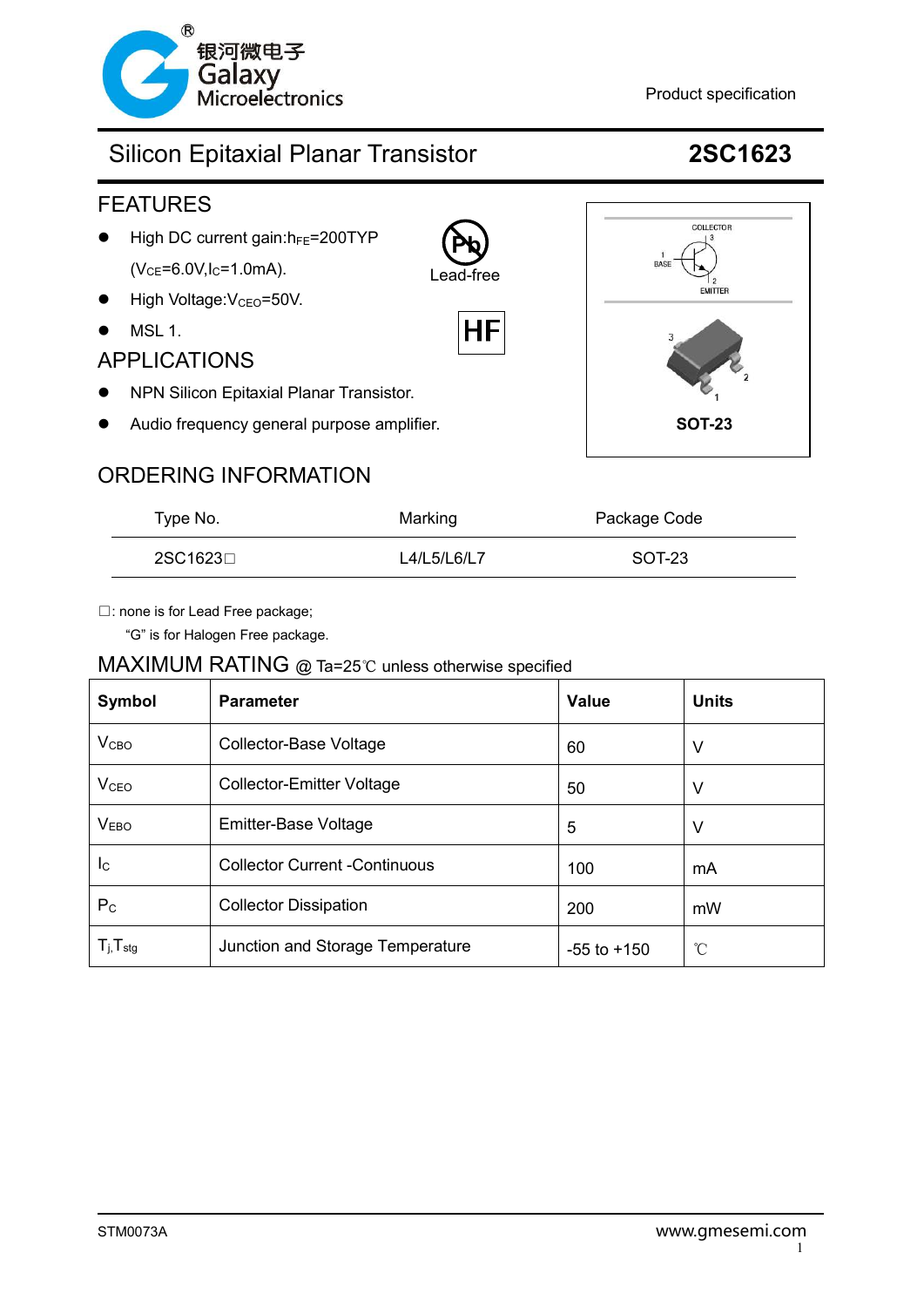Product specification

# Silicon Epitaxial Planar Transistor 2SC1623

## FEATURES

- High DC current gain: $h_{FE}$=200TYP ($V_{CE}$=6.0V, $I_C$=1.0mA).
- High Voltage: $V_{CEO}$=50V.
- MSL 1.

Lead-free

HF

## APPLICATIONS

- NPN Silicon Epitaxial Planar Transistor.
- Audio frequency general purpose amplifier.

COLLECTOR 3, BASE 1, EMITTER 2

SOT-23

## ORDERING INFORMATION

| Type No. | Marking | Package Code |
|---|---|---|
| 2SC1623□ | L4/L5/L6/L7 | SOT-23 |

□: none is for Lead Free package;
"G" is for Halogen Free package.

## MAXIMUM RATING @ Ta=25℃ unless otherwise specified

| Symbol | Parameter | Value | Units |
|---|---|---|---|
| $V_{CBO}$ | Collector-Base Voltage | 60 | V |
| $V_{CEO}$ | Collector-Emitter Voltage | 50 | V |
| $V_{EBO}$ | Emitter-Base Voltage | 5 | V |
| $I_C$ | Collector Current -Continuous | 100 | mA |
| $P_C$ | Collector Dissipation | 200 | mW |
| $T_j$, $T_{stg}$ | Junction and Storage Temperature | -55 to +150 | ℃ |

STM0073A

www.gmesemi.com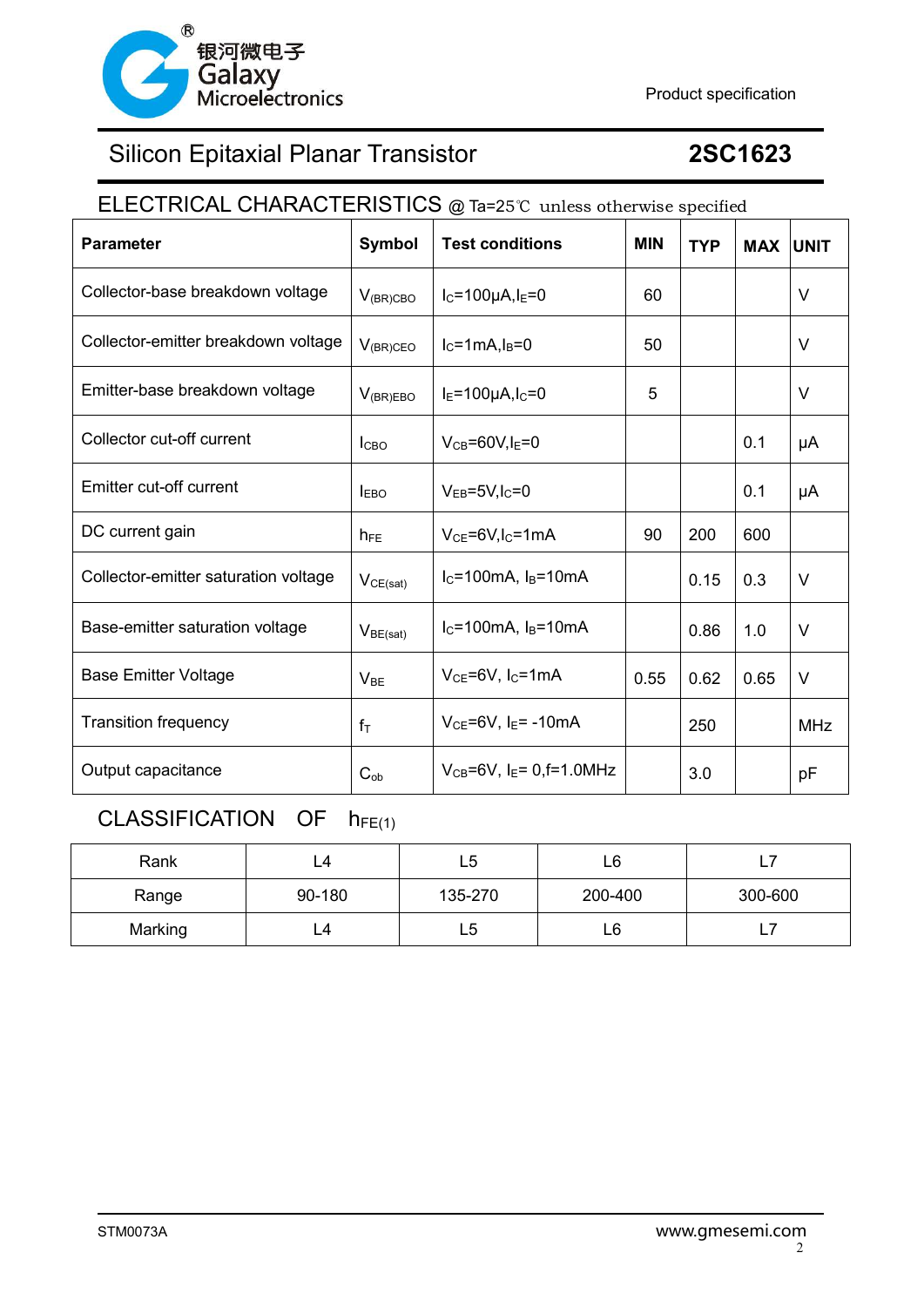# Silicon Epitaxial Planar Transistor **2SC1623**

## ELECTRICAL CHARACTERISTICS @ Ta=25℃ unless otherwise specified

| Parameter | Symbol | Test conditions | MIN | TYP | MAX | UNIT |
|---|---|---|---|---|---|---|
| Collector-base breakdown voltage | $V_{(BR)CBO}$ | $I_C$=100μA,$I_E$=0 | 60 | | | V |
| Collector-emitter breakdown voltage | $V_{(BR)CEO}$ | $I_C$=1mA,$I_B$=0 | 50 | | | V |
| Emitter-base breakdown voltage | $V_{(BR)EBO}$ | $I_E$=100μA,$I_C$=0 | 5 | | | V |
| Collector cut-off current | $I_{CBO}$ | $V_{CB}$=60V,$I_E$=0 | | | 0.1 | μA |
| Emitter cut-off current | $I_{EBO}$ | $V_{EB}$=5V,$I_C$=0 | | | 0.1 | μA |
| DC current gain | $h_{FE}$ | $V_{CE}$=6V,$I_C$=1mA | 90 | 200 | 600 | |
| Collector-emitter saturation voltage | $V_{CE(sat)}$ | $I_C$=100mA, $I_B$=10mA | | 0.15 | 0.3 | V |
| Base-emitter saturation voltage | $V_{BE(sat)}$ | $I_C$=100mA, $I_B$=10mA | | 0.86 | 1.0 | V |
| Base Emitter Voltage | $V_{BE}$ | $V_{CE}$=6V, $I_C$=1mA | 0.55 | 0.62 | 0.65 | V |
| Transition frequency | $f_T$ | $V_{CE}$=6V, $I_E$= -10mA | | 250 | | MHz |
| Output capacitance | $C_{ob}$ | $V_{CB}$=6V, $I_E$= 0,f=1.0MHz | | 3.0 | | pF |

## CLASSIFICATION OF $h_{FE(1)}$

| Rank | L4 | L5 | L6 | L7 |
|---|---|---|---|---|
| Range | 90-180 | 135-270 | 200-400 | 300-600 |
| Marking | L4 | L5 | L6 | L7 |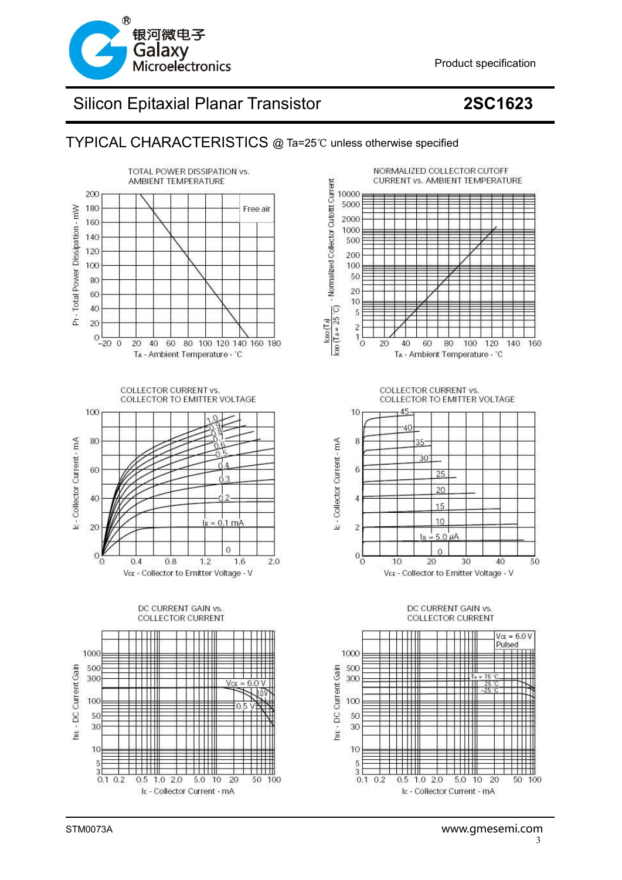# Silicon Epitaxial Planar Transistor — 2SC1623

## TYPICAL CHARACTERISTICS @ Ta=25℃ unless otherwise specified

TOTAL POWER DISSIPATION vs. AMBIENT TEMPERATURE

$P_T$ - Total Power Dissipation - mW (0–200); $T_A$ - Ambient Temperature - ℃ (−20–180); Free air

NORMALIZED COLLECTOR CUTOFF CURRENT vs. AMBIENT TEMPERATURE

$I_{CBO}(T_A) / I_{CBO}(T_A = 25℃)$ - Normalized Collector Cutoff Current (1–10000); $T_A$ - Ambient Temperature - ℃ (0–160)

COLLECTOR CURRENT vs. COLLECTOR TO EMITTER VOLTAGE

$I_C$ - Collector Current - mA (0–100); $V_{CE}$ - Collector to Emitter Voltage - V (0–2.0); $I_B$ = 0.1 mA, 0.2, 0.3, 0.4, 0.5, 0.6, 0.7, 0.8, 0.9, 1.0, 0

COLLECTOR CURRENT vs. COLLECTOR TO EMITTER VOLTAGE

$I_C$ - Collector Current - mA (0–10); $V_{CE}$ - Collector to Emitter Voltage - V (0–50); $I_B$ = 5.0 μA, 10, 15, 20, 25, 30, 35, 40, 45, 0

DC CURRENT GAIN vs. COLLECTOR CURRENT

$h_{FE}$ - DC Current Gain (3–1000); $I_C$ - Collector Current - mA (0.1–100); $V_{CE}$ = 6.0 V, 1.0 V, 0.5 V

DC CURRENT GAIN vs. COLLECTOR CURRENT

$h_{FE}$ - DC Current Gain (3–1000); $I_C$ - Collector Current - mA (0.1–100); $V_{CE}$ = 6.0 V, Pulsed; $T_A$ = 75 ℃, 25 ℃, −25 ℃

STM0073A

www.gmesemi.com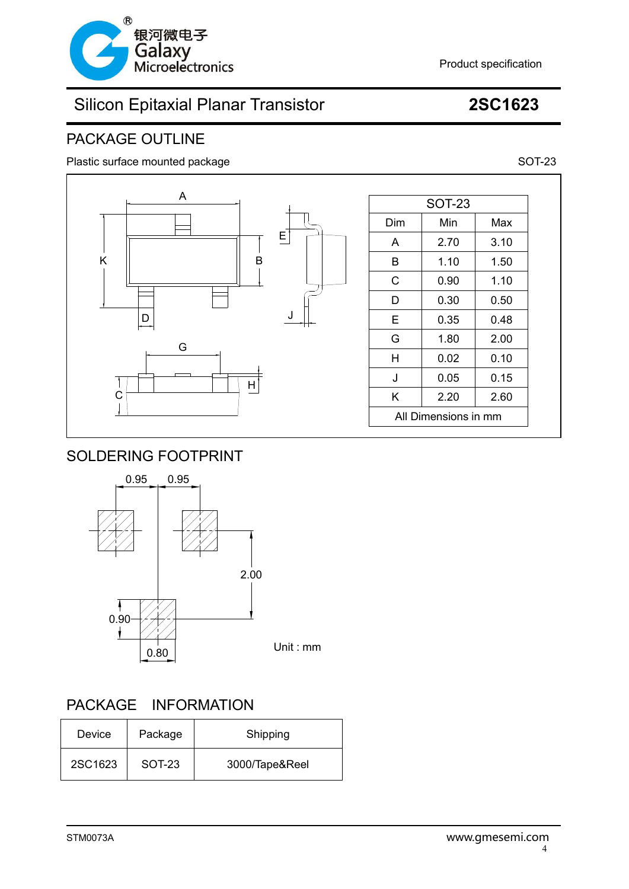Product specification

## Silicon Epitaxial Planar Transistor **2SC1623**

## PACKAGE OUTLINE

Plastic surface mounted package SOT-23

A
K
B
E
D
J
G
C
H

| SOT-23 | | |
|---|---|---|
| Dim | Min | Max |
| A | 2.70 | 3.10 |
| B | 1.10 | 1.50 |
| C | 0.90 | 1.10 |
| D | 0.30 | 0.50 |
| E | 0.35 | 0.48 |
| G | 1.80 | 2.00 |
| H | 0.02 | 0.10 |
| J | 0.05 | 0.15 |
| K | 2.20 | 2.60 |
| All Dimensions in mm | | |

## SOLDERING FOOTPRINT

0.95
0.95
2.00
0.90
0.80

Unit : mm

## PACKAGE INFORMATION

| Device | Package | Shipping |
|---|---|---|
| 2SC1623 | SOT-23 | 3000/Tape&Reel |

STM0073A www.gmesemi.com